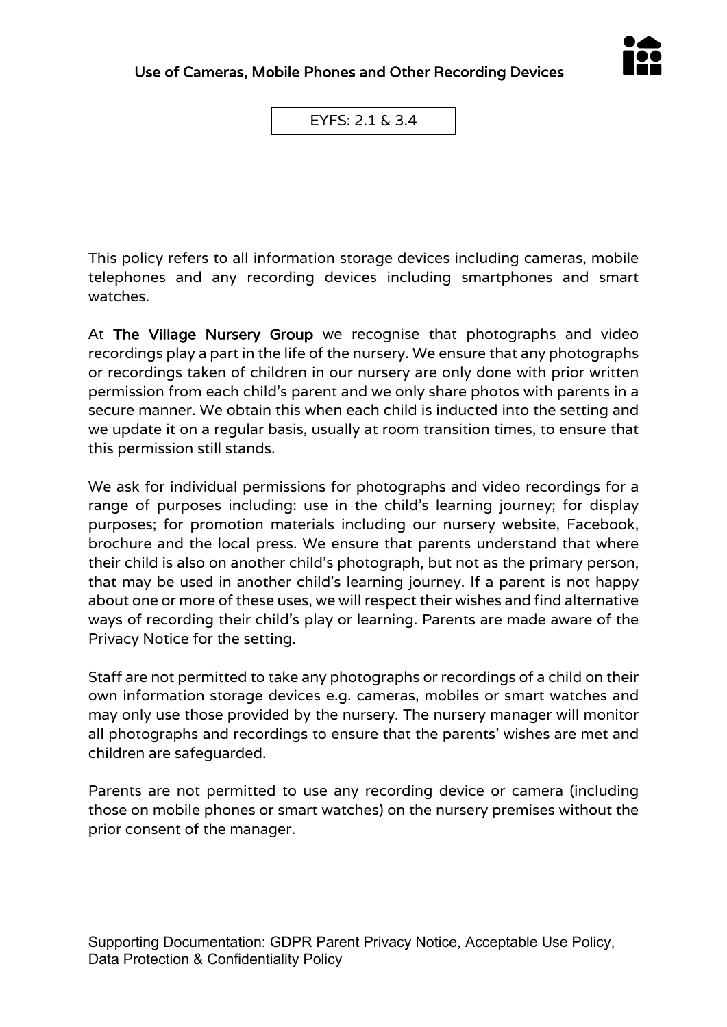# Use of Cameras, Mobile Phones and Other Recording Devices

EYFS: 2.1 & 3.4

This policy refers to all information storage devices including cameras, mobile telephones and any recording devices including smartphones and smart watches.

At **The Village Nursery Group** we recognise that photographs and video recordings play a part in the life of the nursery. We ensure that any photographs or recordings taken of children in our nursery are only done with prior written permission from each child's parent and we only share photos with parents in a secure manner. We obtain this when each child is inducted into the setting and we update it on a regular basis, usually at room transition times, to ensure that this permission still stands.

We ask for individual permissions for photographs and video recordings for a range of purposes including: use in the child's learning journey; for display purposes; for promotion materials including our nursery website, Facebook, brochure and the local press. We ensure that parents understand that where their child is also on another child's photograph, but not as the primary person, that may be used in another child's learning journey. If a parent is not happy about one or more of these uses, we will respect their wishes and find alternative ways of recording their child's play or learning. Parents are made aware of the Privacy Notice for the setting.

Staff are not permitted to take any photographs or recordings of a child on their own information storage devices e.g. cameras, mobiles or smart watches and may only use those provided by the nursery. The nursery manager will monitor all photographs and recordings to ensure that the parents' wishes are met and children are safeguarded.

Parents are not permitted to use any recording device or camera (including those on mobile phones or smart watches) on the nursery premises without the prior consent of the manager.

Supporting Documentation: GDPR Parent Privacy Notice, Acceptable Use Policy, Data Protection & Confidentiality Policy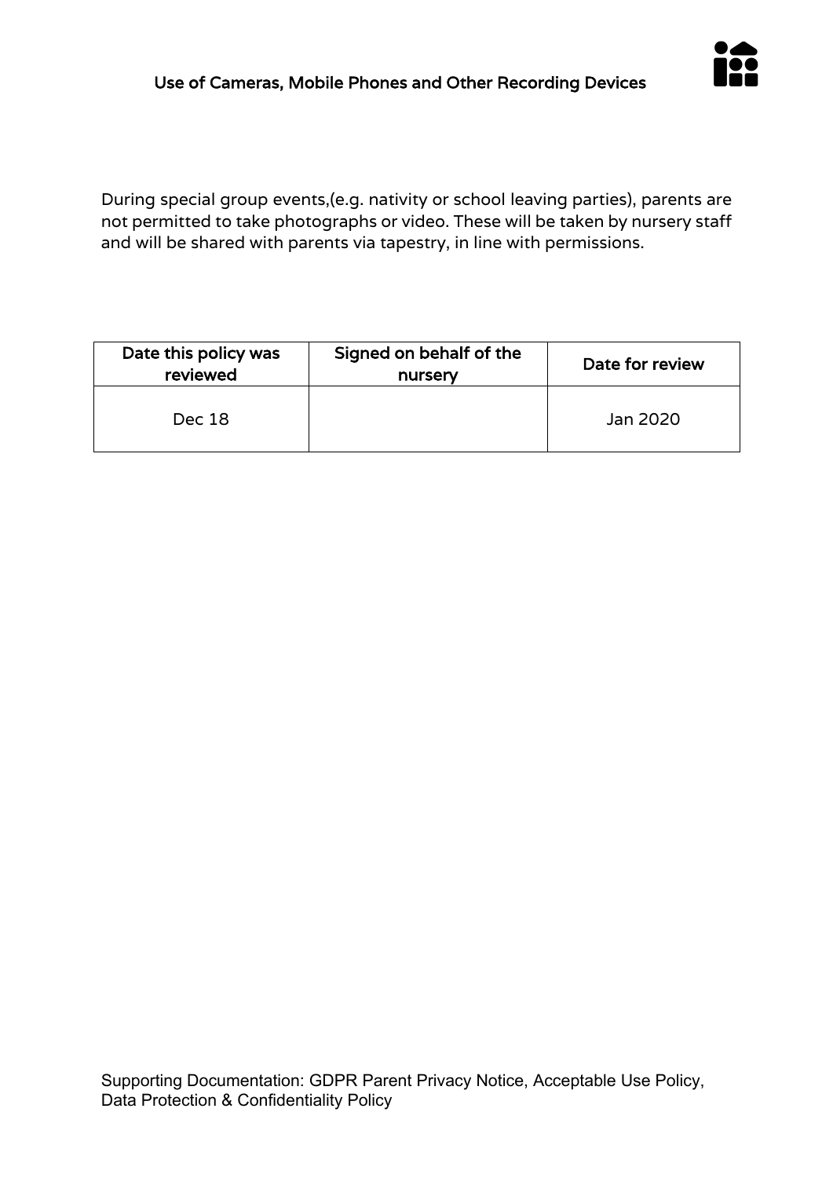During special group events,(e.g. nativity or school leaving parties), parents are not permitted to take photographs or video. These will be taken by nursery staff and will be shared with parents via tapestry, in line with permissions.

| Date this policy was reviewed | Signed on behalf of the nursery | Date for review |
| --- | --- | --- |
| Dec 18 | | Jan 2020 |

Supporting Documentation: GDPR Parent Privacy Notice, Acceptable Use Policy, Data Protection & Confidentiality Policy